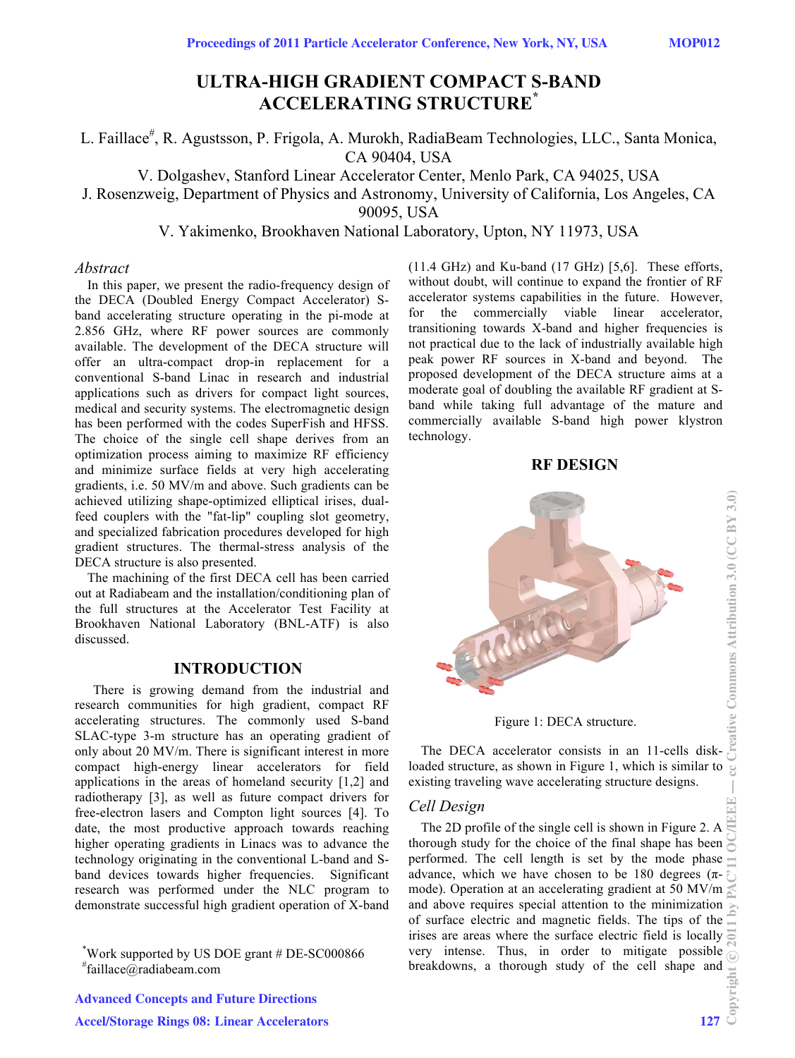# ULTRA-HIGH GRADIENT COMPACT S-BAND ACCELERATING STRUCTURE*

L. Faillace#, R. Agustsson, P. Frigola, A. Murokh, RadiaBeam Technologies, LLC., Santa Monica, CA 90404, USA

V. Dolgashev, Stanford Linear Accelerator Center, Menlo Park, CA 94025, USA

J. Rosenzweig, Department of Physics and Astronomy, University of California, Los Angeles, CA 90095, USA

V. Yakimenko, Brookhaven National Laboratory, Upton, NY 11973, USA

## *Abstract*

In this paper, we present the radio-frequency design of the DECA (Doubled Energy Compact Accelerator) S-band accelerating structure operating in the pi-mode at 2.856 GHz, where RF power sources are commonly available. The development of the DECA structure will offer an ultra-compact drop-in replacement for a conventional S-band Linac in research and industrial applications such as drivers for compact light sources, medical and security systems. The electromagnetic design has been performed with the codes SuperFish and HFSS. The choice of the single cell shape derives from an optimization process aiming to maximize RF efficiency and minimize surface fields at very high accelerating gradients, i.e. 50 MV/m and above. Such gradients can be achieved utilizing shape-optimized elliptical irises, dual-feed couplers with the "fat-lip" coupling slot geometry, and specialized fabrication procedures developed for high gradient structures. The thermal-stress analysis of the DECA structure is also presented.

The machining of the first DECA cell has been carried out at Radiabeam and the installation/conditioning plan of the full structures at the Accelerator Test Facility at Brookhaven National Laboratory (BNL-ATF) is also discussed.

## INTRODUCTION

There is growing demand from the industrial and research communities for high gradient, compact RF accelerating structures. The commonly used S-band SLAC-type 3-m structure has an operating gradient of only about 20 MV/m. There is significant interest in more compact high-energy linear accelerators for field applications in the areas of homeland security [1,2] and radiotherapy [3], as well as future compact drivers for free-electron lasers and Compton light sources [4]. To date, the most productive approach towards reaching higher operating gradients in Linacs was to advance the technology originating in the conventional L-band and S-band devices towards higher frequencies. Significant research was performed under the NLC program to demonstrate successful high gradient operation of X-band (11.4 GHz) and Ku-band (17 GHz) [5,6]. These efforts, without doubt, will continue to expand the frontier of RF accelerator systems capabilities in the future. However, for the commercially viable linear accelerator, transitioning towards X-band and higher frequencies is not practical due to the lack of industrially available high peak power RF sources in X-band and beyond. The proposed development of the DECA structure aims at a moderate goal of doubling the available RF gradient at S-band while taking full advantage of the mature and commercially available S-band high power klystron technology.

*Work supported by US DOE grant # DE-SC000866
#faillace@radiabeam.com

## RF DESIGN

Figure 1: DECA structure.

The DECA accelerator consists in an 11-cells disk-loaded structure, as shown in Figure 1, which is similar to existing traveling wave accelerating structure designs.

### *Cell Design*

The 2D profile of the single cell is shown in Figure 2. A thorough study for the choice of the final shape has been performed. The cell length is set by the mode phase advance, which we have chosen to be 180 degrees (π-mode). Operation at an accelerating gradient at 50 MV/m and above requires special attention to the minimization of surface electric and magnetic fields. The tips of the irises are areas where the surface electric field is locally very intense. Thus, in order to mitigate possible breakdowns, a thorough study of the cell shape and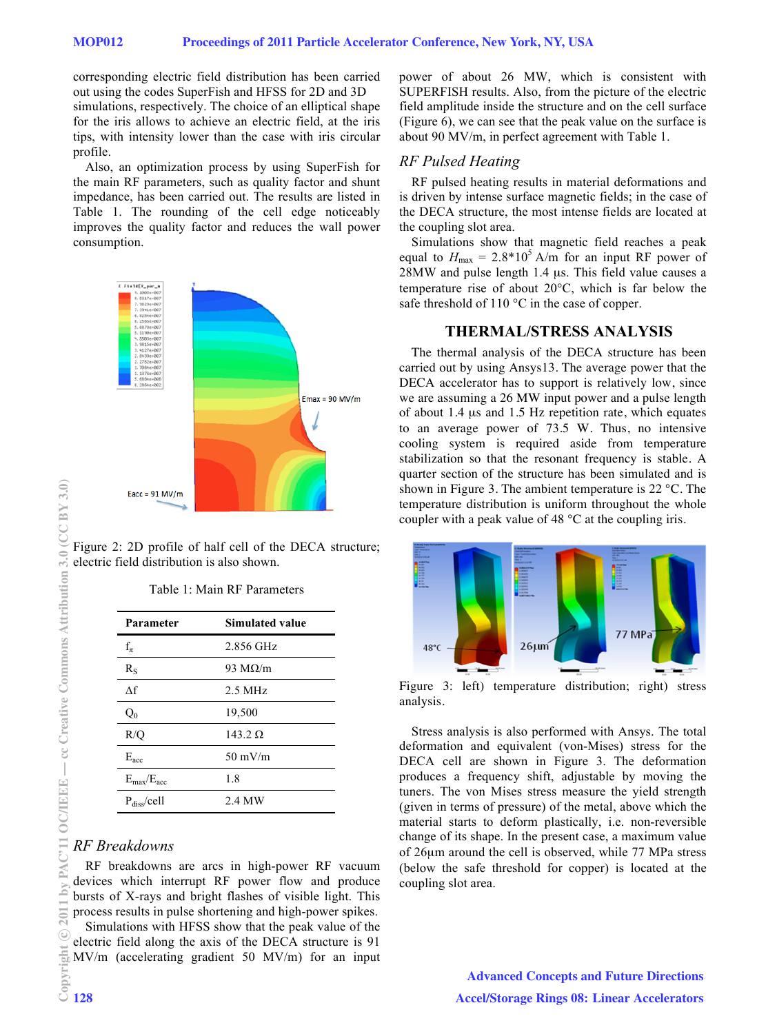corresponding electric field distribution has been carried out using the codes SuperFish and HFSS for 2D and 3D simulations, respectively. The choice of an elliptical shape for the iris allows to achieve an electric field, at the iris tips, with intensity lower than the case with iris circular profile.

Also, an optimization process by using SuperFish for the main RF parameters, such as quality factor and shunt impedance, has been carried out. The results are listed in Table 1. The rounding of the cell edge noticeably improves the quality factor and reduces the wall power consumption.

Figure 2: 2D profile of half cell of the DECA structure; electric field distribution is also shown.

Table 1: Main RF Parameters

| Parameter | Simulated value |
|---|---|
| $f_\pi$ | 2.856 GHz |
| $R_S$ | 93 MΩ/m |
| Δf | 2.5 MHz |
| $Q_0$ | 19,500 |
| R/Q | 143.2 Ω |
| $E_{acc}$ | 50 mV/m |
| $E_{max}/E_{acc}$ | 1.8 |
| $P_{diss}$/cell | 2.4 MW |

### *RF Breakdowns*

RF breakdowns are arcs in high-power RF vacuum devices which interrupt RF power flow and produce bursts of X-rays and bright flashes of visible light. This process results in pulse shortening and high-power spikes.

Simulations with HFSS show that the peak value of the electric field along the axis of the DECA structure is 91 MV/m (accelerating gradient 50 MV/m) for an input power of about 26 MW, which is consistent with SUPERFISH results. Also, from the picture of the electric field amplitude inside the structure and on the cell surface (Figure 6), we can see that the peak value on the surface is about 90 MV/m, in perfect agreement with Table 1.

### *RF Pulsed Heating*

RF pulsed heating results in material deformations and is driven by intense surface magnetic fields; in the case of the DECA structure, the most intense fields are located at the coupling slot area.

Simulations show that magnetic field reaches a peak equal to $H_{max} = 2.8 \cdot 10^5$ A/m for an input RF power of 28MW and pulse length 1.4 µs. This field value causes a temperature rise of about 20°C, which is far below the safe threshold of 110 °C in the case of copper.

## THERMAL/STRESS ANALYSIS

The thermal analysis of the DECA structure has been carried out by using Ansys13. The average power that the DECA accelerator has to support is relatively low, since we are assuming a 26 MW input power and a pulse length of about 1.4 µs and 1.5 Hz repetition rate, which equates to an average power of 73.5 W. Thus, no intensive cooling system is required aside from temperature stabilization so that the resonant frequency is stable. A quarter section of the structure has been simulated and is shown in Figure 3. The ambient temperature is 22 °C. The temperature distribution is uniform throughout the whole coupler with a peak value of 48 °C at the coupling iris.

Figure 3: left) temperature distribution; right) stress analysis.

Stress analysis is also performed with Ansys. The total deformation and equivalent (von-Mises) stress for the DECA cell are shown in Figure 3. The deformation produces a frequency shift, adjustable by moving the tuners. The von Mises stress measure the yield strength (given in terms of pressure) of the metal, above which the material starts to deform plastically, i.e. non-reversible change of its shape. In the present case, a maximum value of 26µm around the cell is observed, while 77 MPa stress (below the safe threshold for copper) is located at the coupling slot area.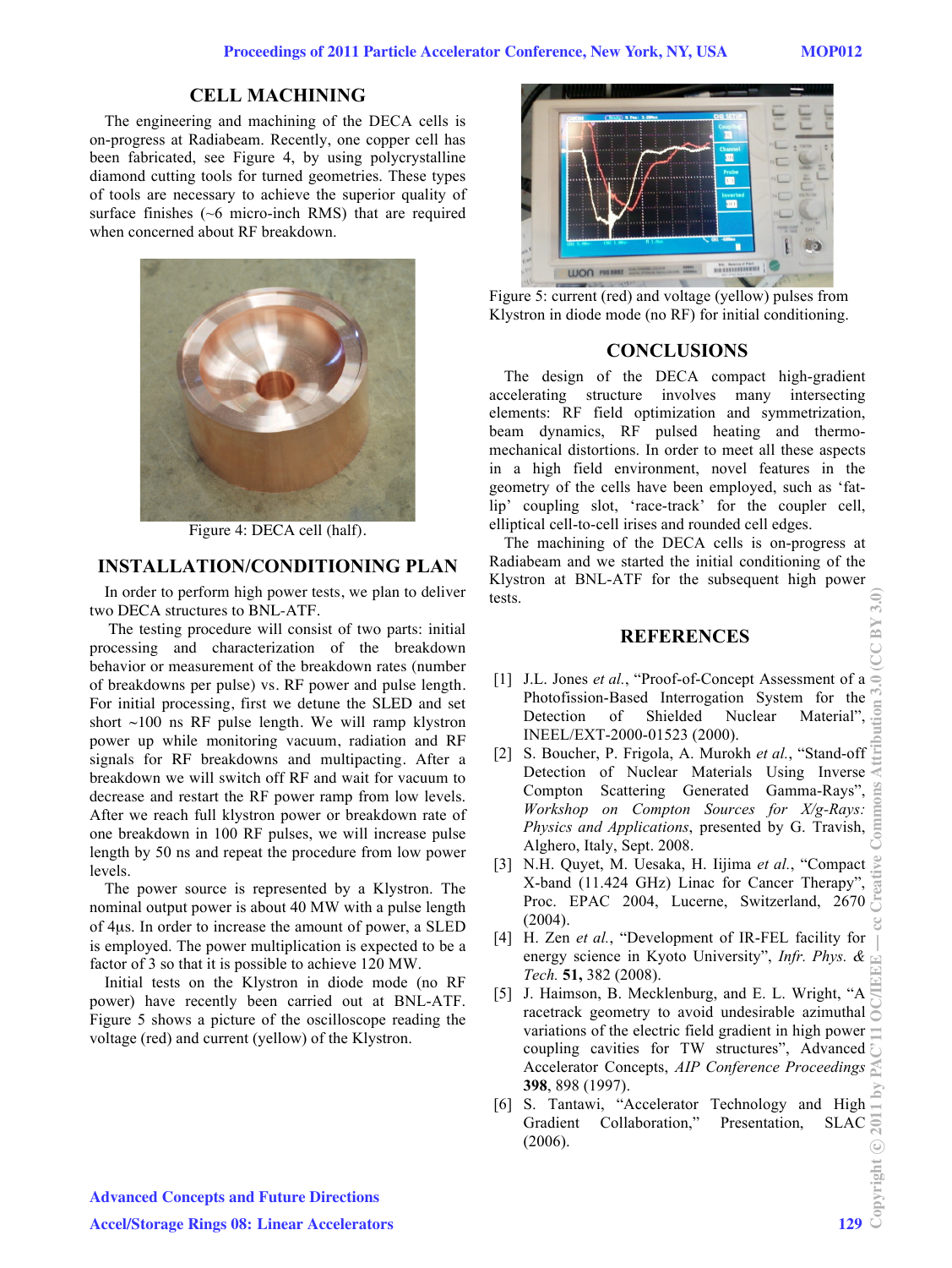## CELL MACHINING

The engineering and machining of the DECA cells is on-progress at Radiabeam. Recently, one copper cell has been fabricated, see Figure 4, by using polycrystalline diamond cutting tools for turned geometries. These types of tools are necessary to achieve the superior quality of surface finishes (~6 micro-inch RMS) that are required when concerned about RF breakdown.

Figure 4: DECA cell (half).

## INSTALLATION/CONDITIONING PLAN

In order to perform high power tests, we plan to deliver two DECA structures to BNL-ATF.

The testing procedure will consist of two parts: initial processing and characterization of the breakdown behavior or measurement of the breakdown rates (number of breakdowns per pulse) vs. RF power and pulse length. For initial processing, first we detune the SLED and set short ~100 ns RF pulse length. We will ramp klystron power up while monitoring vacuum, radiation and RF signals for RF breakdowns and multipacting. After a breakdown we will switch off RF and wait for vacuum to decrease and restart the RF power ramp from low levels. After we reach full klystron power or breakdown rate of one breakdown in 100 RF pulses, we will increase pulse length by 50 ns and repeat the procedure from low power levels.

The power source is represented by a Klystron. The nominal output power is about 40 MW with a pulse length of 4µs. In order to increase the amount of power, a SLED is employed. The power multiplication is expected to be a factor of 3 so that it is possible to achieve 120 MW.

Initial tests on the Klystron in diode mode (no RF power) have recently been carried out at BNL-ATF. Figure 5 shows a picture of the oscilloscope reading the voltage (red) and current (yellow) of the Klystron.

Figure 5: current (red) and voltage (yellow) pulses from Klystron in diode mode (no RF) for initial conditioning.

## CONCLUSIONS

The design of the DECA compact high-gradient accelerating structure involves many intersecting elements: RF field optimization and symmetrization, beam dynamics, RF pulsed heating and thermo-mechanical distortions. In order to meet all these aspects in a high field environment, novel features in the geometry of the cells have been employed, such as 'fat-lip' coupling slot, 'race-track' for the coupler cell, elliptical cell-to-cell irises and rounded cell edges.

The machining of the DECA cells is on-progress at Radiabeam and we started the initial conditioning of the Klystron at BNL-ATF for the subsequent high power tests.

## REFERENCES

[1] J.L. Jones *et al.*, "Proof-of-Concept Assessment of a Photofission-Based Interrogation System for the Detection of Shielded Nuclear Material", INEEL/EXT-2000-01523 (2000).

[2] S. Boucher, P. Frigola, A. Murokh *et al.*, "Stand-off Detection of Nuclear Materials Using Inverse Compton Scattering Generated Gamma-Rays", *Workshop on Compton Sources for X/g-Rays: Physics and Applications*, presented by G. Travish, Alghero, Italy, Sept. 2008.

[3] N.H. Quyet, M. Uesaka, H. Iijima *et al.*, "Compact X-band (11.424 GHz) Linac for Cancer Therapy", Proc. EPAC 2004, Lucerne, Switzerland, 2670 (2004).

[4] H. Zen *et al.*, "Development of IR-FEL facility for energy science in Kyoto University", *Infr. Phys. & Tech.* **51,** 382 (2008).

[5] J. Haimson, B. Mecklenburg, and E. L. Wright, "A racetrack geometry to avoid undesirable azimuthal variations of the electric field gradient in high power coupling cavities for TW structures", Advanced Accelerator Concepts, *AIP Conference Proceedings* **398**, 898 (1997).

[6] S. Tantawi, "Accelerator Technology and High Gradient Collaboration," Presentation, SLAC (2006).